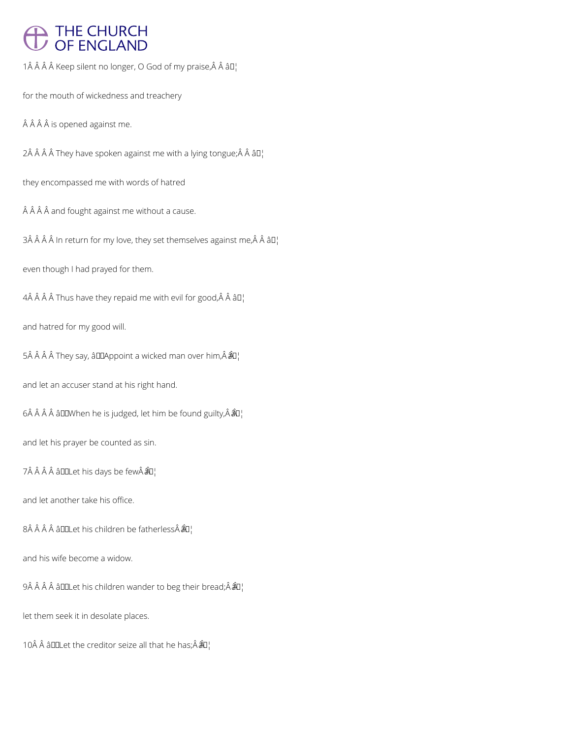THE CHURCH OF ENGLAND

1Â Â Â Â Keep silent no longer, O God of my praise,Â Â â¦

for the mouth of wickedness and treachery

Â Â Â Â is opened against me.

2Â Â Â Â They have spoken against me with a lying tongue;Â Â â¦

they encompassed me with words of hatred

Â Â Â Â and fought against me without a cause.

3Â Â Â Â In return for my love, they set themselves against me,Â Â â¦

even though I had prayed for them.

4Â Â Â Â Thus have they repaid me with evil for good,Â Â â¦

and hatred for my good will.

5Â Â Â Â They say, âAppoint a wicked man over him,Â Ââ¦

and let an accuser stand at his right hand.

6Â Â Â Â âWhen he is judged, let him be found guilty,Â Ââ¦

and let his prayer be counted as sin.

7Â Â Â Â âLet his days be fewÂ Ââ¦

and let another take his office.

8Â Â Â Â âLet his children be fatherlessÂ Ââ¦

and his wife become a widow.

9Â Â Â Â âLet his children wander to beg their bread;Â Ââ¦

let them seek it in desolate places.

10Â Â âLet the creditor seize all that he has;Â Ââ¦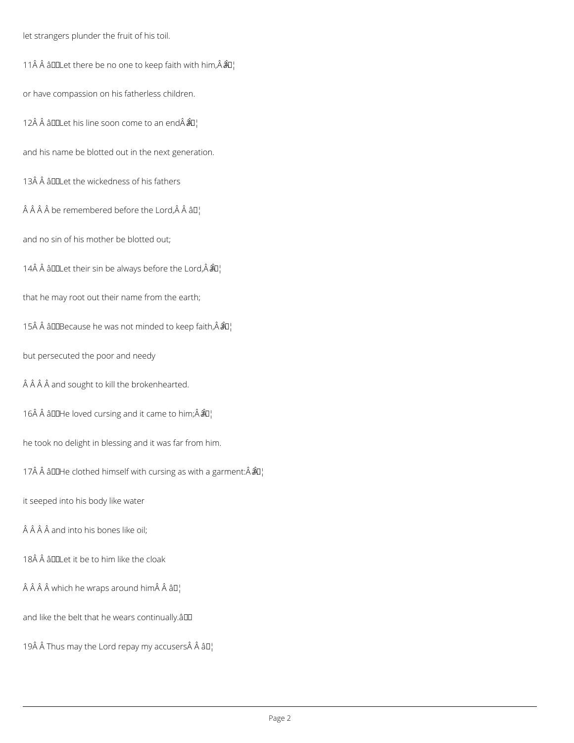let strangers plunder the fruit of his toil.

11 Let there be no one to keep faith with him,

or have compassion on his fatherless children.

12 Let his line soon come to an end

and his name be blotted out in the next generation.

13 Let the wickedness of his fathers

be remembered before the Lord,

and no sin of his mother be blotted out;

14 Let their sin be always before the Lord,

that he may root out their name from the earth;

15 Because he was not minded to keep faith,

but persecuted the poor and needy

and sought to kill the brokenhearted.

16 He loved cursing and it came to him;

he took no delight in blessing and it was far from him.

17 He clothed himself with cursing as with a garment:

it seeped into his body like water

and into his bones like oil;

18 Let it be to him like the cloak

which he wraps around him

and like the belt that he wears continually.

19 Thus may the Lord repay my accusers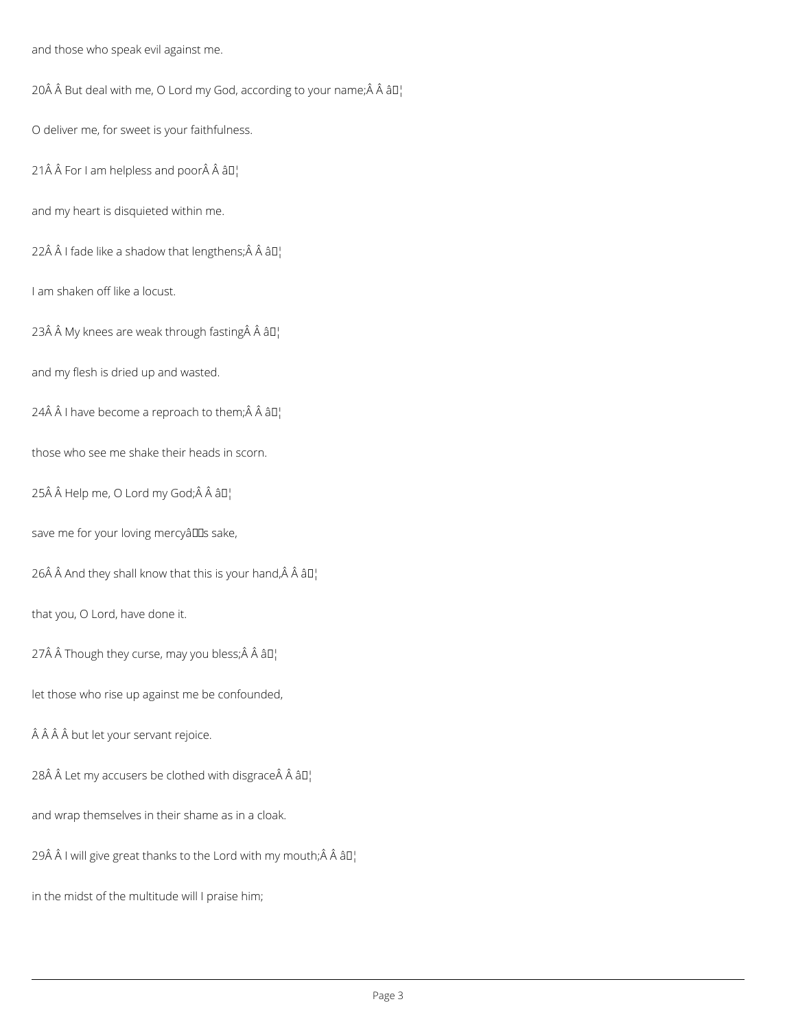and those who speak evil against me.

20Â Â But deal with me, O Lord my God, according to your name;Â Â â¦

O deliver me, for sweet is your faithfulness.

21Â Â For I am helpless and poorÂ Â â¦

and my heart is disquieted within me.

22Â Â I fade like a shadow that lengthens;Â Â â¦

I am shaken off like a locust.

23Â Â My knees are weak through fastingÂ Â â¦

and my flesh is dried up and wasted.

24Â Â I have become a reproach to them;Â Â â¦

those who see me shake their heads in scorn.

25Â Â Help me, O Lord my God;Â Â â¦

save me for your loving mercyâs sake,

26Â Â And they shall know that this is your hand,Â Â â¦

that you, O Lord, have done it.

27Â Â Though they curse, may you bless;Â Â â¦

let those who rise up against me be confounded,

Â Â Â Â but let your servant rejoice.

28Â Â Let my accusers be clothed with disgraceÂ Â â¦

and wrap themselves in their shame as in a cloak.

29Â Â I will give great thanks to the Lord with my mouth;Â Â â¦

in the midst of the multitude will I praise him;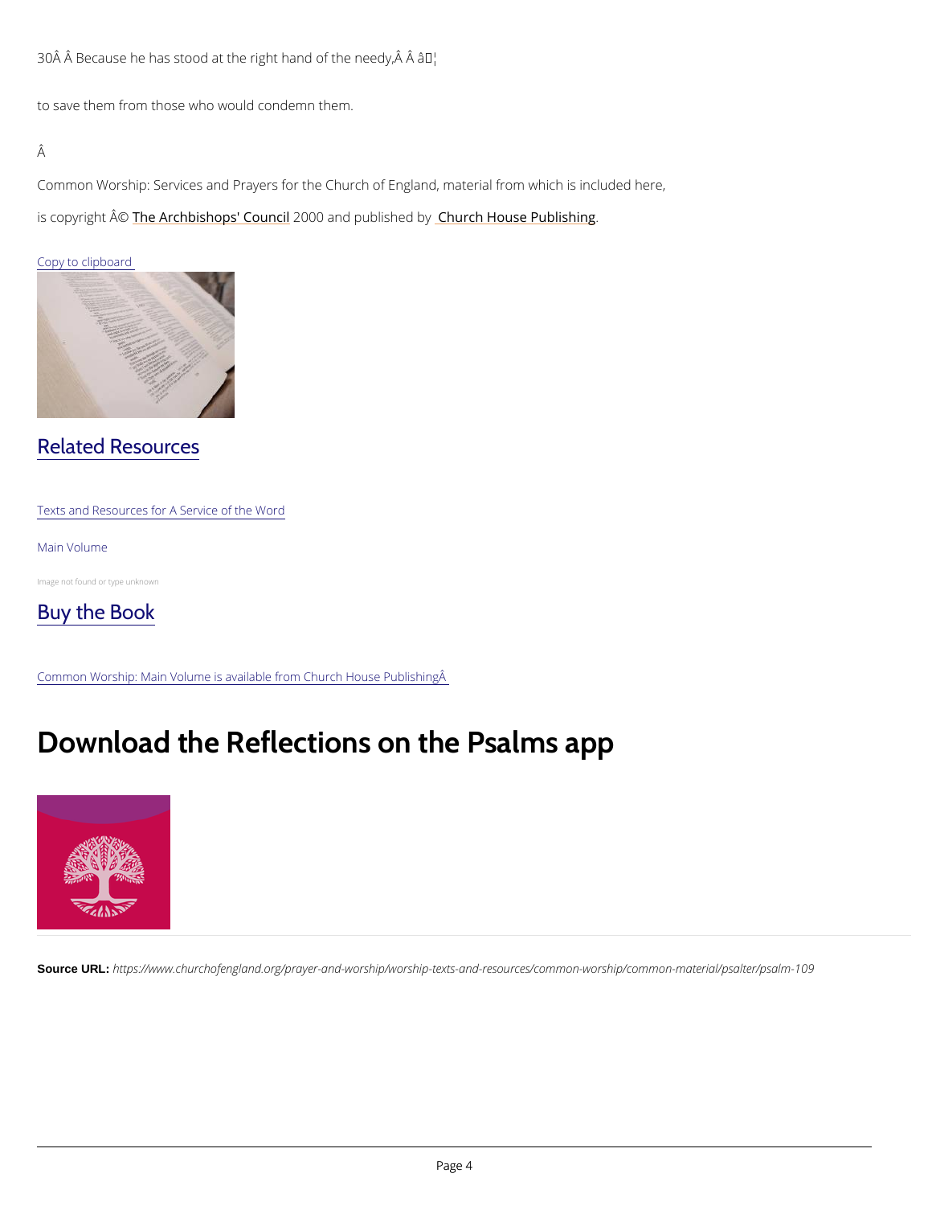30Â Â Because he has stood at the right hand of the needy,Â Â â¦

to save them from those who would condemn them.

Â

Common Worship: Services and Prayers for the Church of England, material from which is included here, is copyright Â© The Archbishops' Council 2000 and published by Church House Publishing.

Copy to clipboard

## Related Resources

Texts and Resources for A Service of the Word

Main Volume

Image not found or type unknown

## Buy the Book

Common Worship: Main Volume is available from Church House PublishingÂ

# Download the Reflections on the Psalms app

**Source URL:** https://www.churchofengland.org/prayer-and-worship/worship-texts-and-resources/common-worship/common-material/psalter/psalm-109